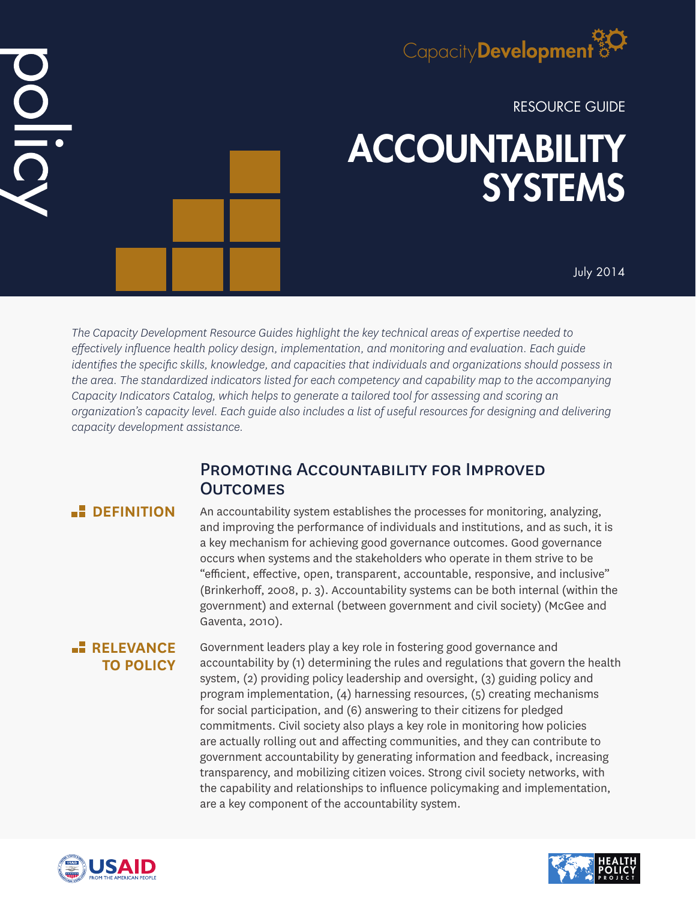policy

CapacityDevelopment

RESOURCE GUIDE

# ACCOUNTABILITY SYSTEMS

July 2014

*The Capacity Development Resource Guides highlight the key technical areas of expertise needed to effectively influence health policy design, implementation, and monitoring and evaluation. Each guide identifies the specific skills, knowledge, and capacities that individuals and organizations should possess in the area. The standardized indicators listed for each competency and capability map to the accompanying Capacity Indicators Catalog, which helps to generate a tailored tool for assessing and scoring an organization's capacity level. Each guide also includes a list of useful resources for designing and delivering capacity development assistance.*

## Promoting Accountability for Improved Outcomes

**DEFINITION**

An accountability system establishes the processes for monitoring, analyzing, and improving the performance of individuals and institutions, and as such, it is a key mechanism for achieving good governance outcomes. Good governance occurs when systems and the stakeholders who operate in them strive to be "efficient, effective, open, transparent, accountable, responsive, and inclusive" (Brinkerhoff, 2008, p. 3). Accountability systems can be both internal (within the government) and external (between government and civil society) (McGee and Gaventa, 2010).

**RELEVANCE TO POLICY**

Government leaders play a key role in fostering good governance and accountability by (1) determining the rules and regulations that govern the health system, (2) providing policy leadership and oversight, (3) guiding policy and program implementation, (4) harnessing resources, (5) creating mechanisms for social participation, and (6) answering to their citizens for pledged commitments. Civil society also plays a key role in monitoring how policies are actually rolling out and affecting communities, and they can contribute to government accountability by generating information and feedback, increasing transparency, and mobilizing citizen voices. Strong civil society networks, with the capability and relationships to influence policymaking and implementation, are a key component of the accountability system.

USAID FROM THE AMERICAN PEOPLE

HEALTH POLICY PROJECT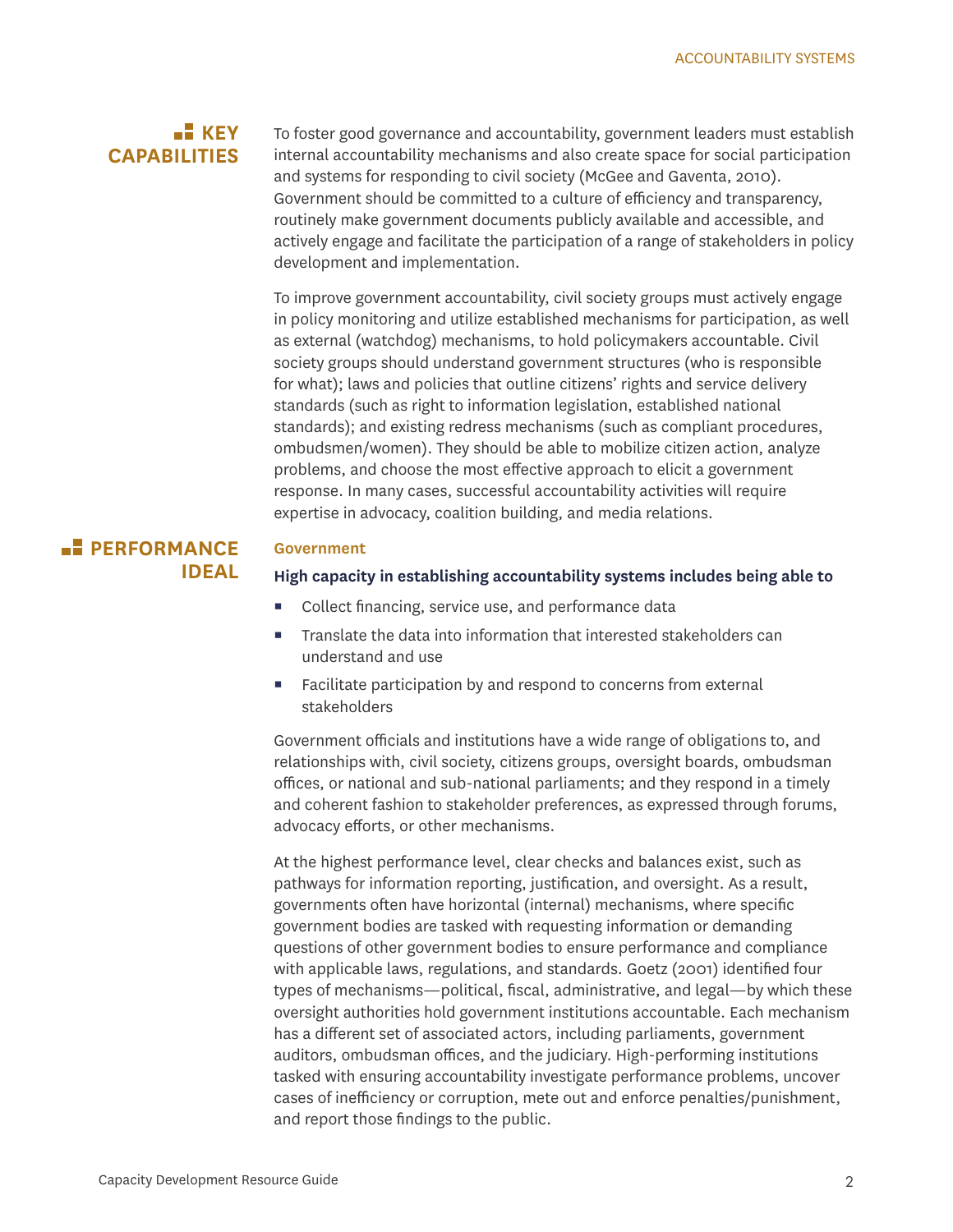## KEY CAPABILITIES

To foster good governance and accountability, government leaders must establish internal accountability mechanisms and also create space for social participation and systems for responding to civil society (McGee and Gaventa, 2010). Government should be committed to a culture of efficiency and transparency, routinely make government documents publicly available and accessible, and actively engage and facilitate the participation of a range of stakeholders in policy development and implementation.

To improve government accountability, civil society groups must actively engage in policy monitoring and utilize established mechanisms for participation, as well as external (watchdog) mechanisms, to hold policymakers accountable. Civil society groups should understand government structures (who is responsible for what); laws and policies that outline citizens' rights and service delivery standards (such as right to information legislation, established national standards); and existing redress mechanisms (such as compliant procedures, ombudsmen/women). They should be able to mobilize citizen action, analyze problems, and choose the most effective approach to elicit a government response. In many cases, successful accountability activities will require expertise in advocacy, coalition building, and media relations.

## PERFORMANCE IDEAL

### Government

**High capacity in establishing accountability systems includes being able to**

- Collect financing, service use, and performance data
- Translate the data into information that interested stakeholders can understand and use
- Facilitate participation by and respond to concerns from external stakeholders

Government officials and institutions have a wide range of obligations to, and relationships with, civil society, citizens groups, oversight boards, ombudsman offices, or national and sub-national parliaments; and they respond in a timely and coherent fashion to stakeholder preferences, as expressed through forums, advocacy efforts, or other mechanisms.

At the highest performance level, clear checks and balances exist, such as pathways for information reporting, justification, and oversight. As a result, governments often have horizontal (internal) mechanisms, where specific government bodies are tasked with requesting information or demanding questions of other government bodies to ensure performance and compliance with applicable laws, regulations, and standards. Goetz (2001) identified four types of mechanisms—political, fiscal, administrative, and legal—by which these oversight authorities hold government institutions accountable. Each mechanism has a different set of associated actors, including parliaments, government auditors, ombudsman offices, and the judiciary. High-performing institutions tasked with ensuring accountability investigate performance problems, uncover cases of inefficiency or corruption, mete out and enforce penalties/punishment, and report those findings to the public.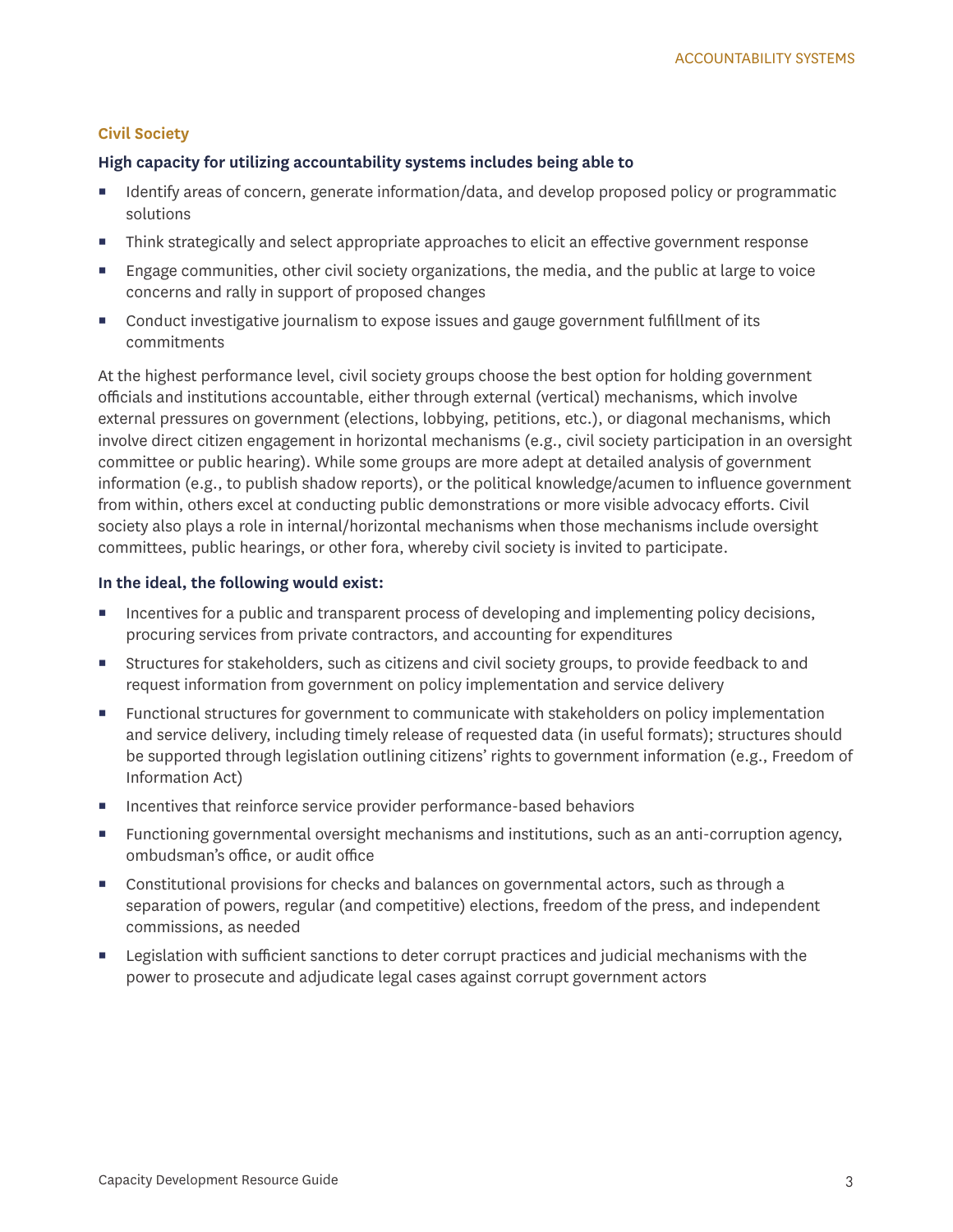### Civil Society

**High capacity for utilizing accountability systems includes being able to**

- Identify areas of concern, generate information/data, and develop proposed policy or programmatic solutions
- Think strategically and select appropriate approaches to elicit an effective government response
- Engage communities, other civil society organizations, the media, and the public at large to voice concerns and rally in support of proposed changes
- Conduct investigative journalism to expose issues and gauge government fulfillment of its commitments

At the highest performance level, civil society groups choose the best option for holding government officials and institutions accountable, either through external (vertical) mechanisms, which involve external pressures on government (elections, lobbying, petitions, etc.), or diagonal mechanisms, which involve direct citizen engagement in horizontal mechanisms (e.g., civil society participation in an oversight committee or public hearing). While some groups are more adept at detailed analysis of government information (e.g., to publish shadow reports), or the political knowledge/acumen to influence government from within, others excel at conducting public demonstrations or more visible advocacy efforts. Civil society also plays a role in internal/horizontal mechanisms when those mechanisms include oversight committees, public hearings, or other fora, whereby civil society is invited to participate.

**In the ideal, the following would exist:**

- Incentives for a public and transparent process of developing and implementing policy decisions, procuring services from private contractors, and accounting for expenditures
- Structures for stakeholders, such as citizens and civil society groups, to provide feedback to and request information from government on policy implementation and service delivery
- Functional structures for government to communicate with stakeholders on policy implementation and service delivery, including timely release of requested data (in useful formats); structures should be supported through legislation outlining citizens' rights to government information (e.g., Freedom of Information Act)
- Incentives that reinforce service provider performance-based behaviors
- Functioning governmental oversight mechanisms and institutions, such as an anti-corruption agency, ombudsman's office, or audit office
- Constitutional provisions for checks and balances on governmental actors, such as through a separation of powers, regular (and competitive) elections, freedom of the press, and independent commissions, as needed
- Legislation with sufficient sanctions to deter corrupt practices and judicial mechanisms with the power to prosecute and adjudicate legal cases against corrupt government actors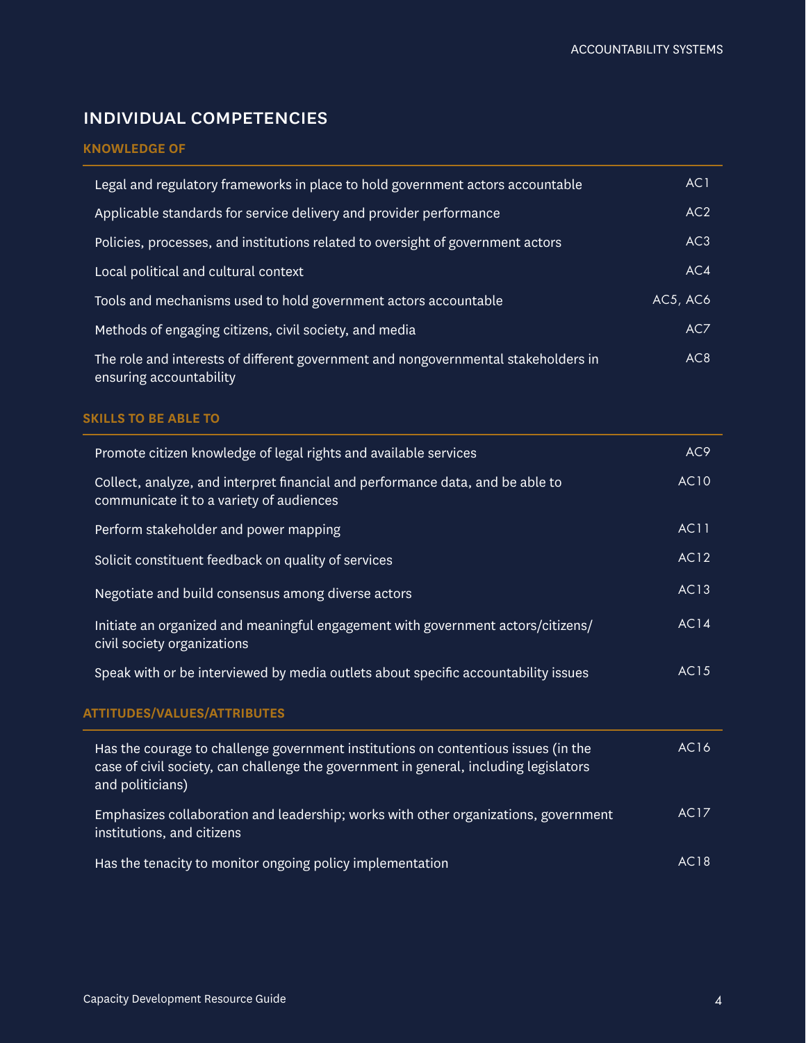## INDIVIDUAL COMPETENCIES

### KNOWLEDGE OF

| | |
|---|---|
| Legal and regulatory frameworks in place to hold government actors accountable | AC1 |
| Applicable standards for service delivery and provider performance | AC2 |
| Policies, processes, and institutions related to oversight of government actors | AC3 |
| Local political and cultural context | AC4 |
| Tools and mechanisms used to hold government actors accountable | AC5, AC6 |
| Methods of engaging citizens, civil society, and media | AC7 |
| The role and interests of different government and nongovernmental stakeholders in ensuring accountability | AC8 |

### SKILLS TO BE ABLE TO

| | |
|---|---|
| Promote citizen knowledge of legal rights and available services | AC9 |
| Collect, analyze, and interpret financial and performance data, and be able to communicate it to a variety of audiences | AC10 |
| Perform stakeholder and power mapping | AC11 |
| Solicit constituent feedback on quality of services | AC12 |
| Negotiate and build consensus among diverse actors | AC13 |
| Initiate an organized and meaningful engagement with government actors/citizens/civil society organizations | AC14 |
| Speak with or be interviewed by media outlets about specific accountability issues | AC15 |

### ATTITUDES/VALUES/ATTRIBUTES

| | |
|---|---|
| Has the courage to challenge government institutions on contentious issues (in the case of civil society, can challenge the government in general, including legislators and politicians) | AC16 |
| Emphasizes collaboration and leadership; works with other organizations, government institutions, and citizens | AC17 |
| Has the tenacity to monitor ongoing policy implementation | AC18 |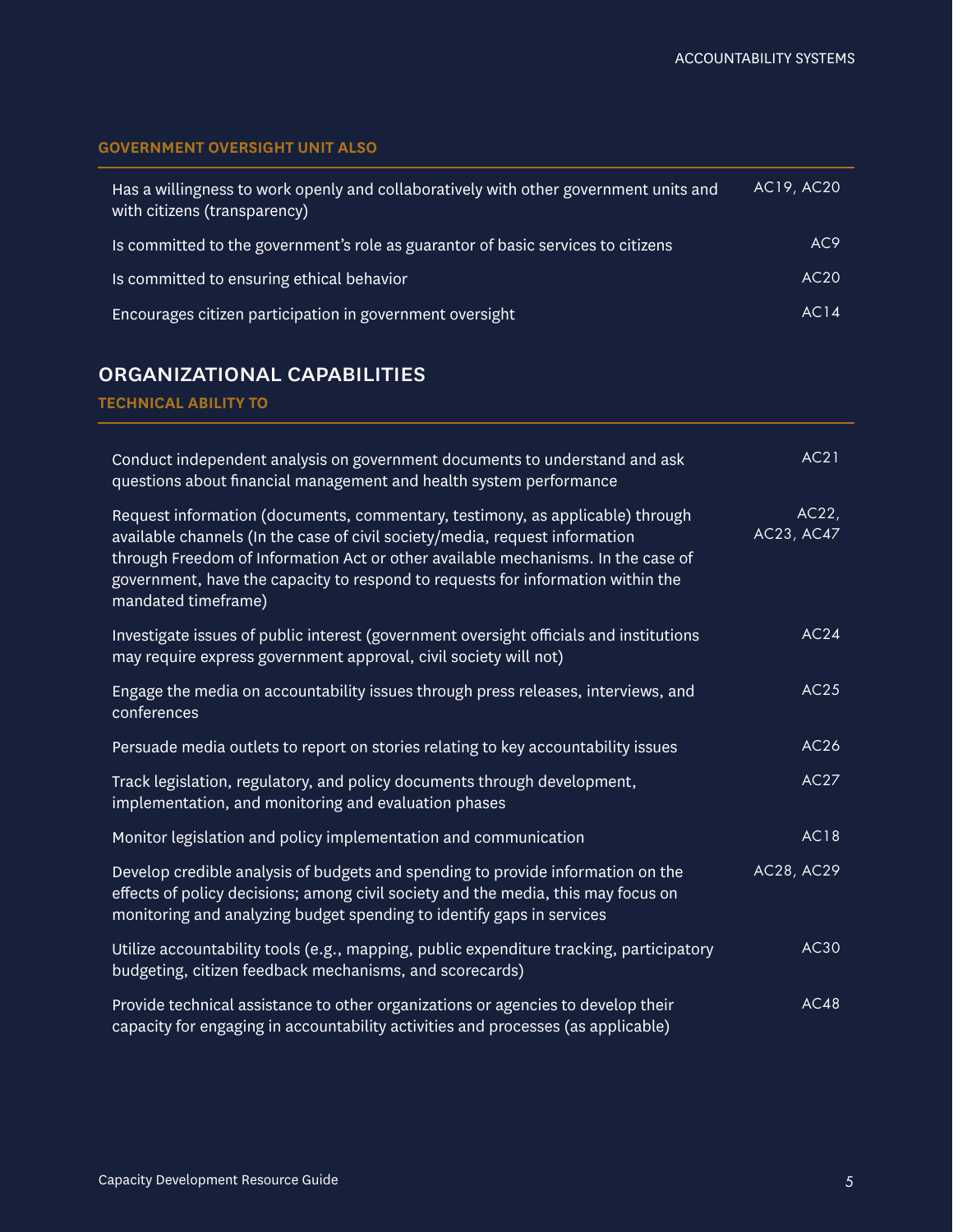### GOVERNMENT OVERSIGHT UNIT ALSO

| | |
|---|---|
| Has a willingness to work openly and collaboratively with other government units and with citizens (transparency) | AC19, AC20 |
| Is committed to the government's role as guarantor of basic services to citizens | AC9 |
| Is committed to ensuring ethical behavior | AC20 |
| Encourages citizen participation in government oversight | AC14 |

## ORGANIZATIONAL CAPABILITIES

### TECHNICAL ABILITY TO

| | |
|---|---|
| Conduct independent analysis on government documents to understand and ask questions about financial management and health system performance | AC21 |
| Request information (documents, commentary, testimony, as applicable) through available channels (In the case of civil society/media, request information through Freedom of Information Act or other available mechanisms. In the case of government, have the capacity to respond to requests for information within the mandated timeframe) | AC22, AC23, AC47 |
| Investigate issues of public interest (government oversight officials and institutions may require express government approval, civil society will not) | AC24 |
| Engage the media on accountability issues through press releases, interviews, and conferences | AC25 |
| Persuade media outlets to report on stories relating to key accountability issues | AC26 |
| Track legislation, regulatory, and policy documents through development, implementation, and monitoring and evaluation phases | AC27 |
| Monitor legislation and policy implementation and communication | AC18 |
| Develop credible analysis of budgets and spending to provide information on the effects of policy decisions; among civil society and the media, this may focus on monitoring and analyzing budget spending to identify gaps in services | AC28, AC29 |
| Utilize accountability tools (e.g., mapping, public expenditure tracking, participatory budgeting, citizen feedback mechanisms, and scorecards) | AC30 |
| Provide technical assistance to other organizations or agencies to develop their capacity for engaging in accountability activities and processes (as applicable) | AC48 |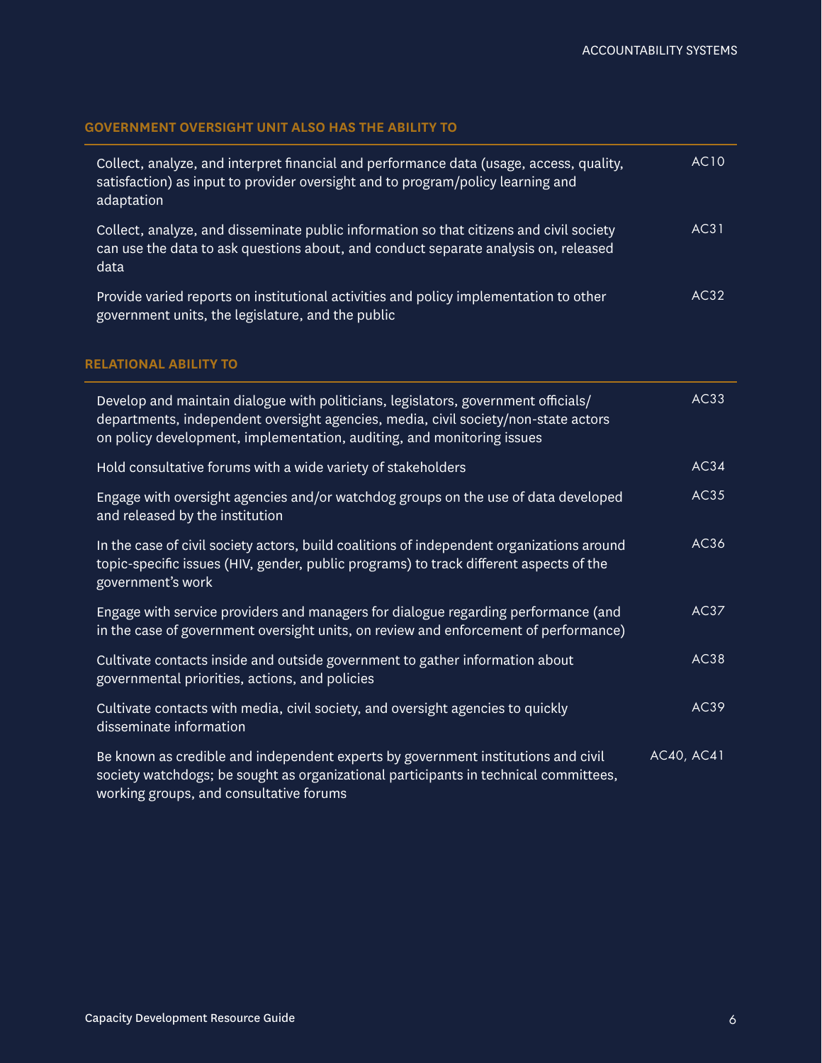### GOVERNMENT OVERSIGHT UNIT ALSO HAS THE ABILITY TO

| | |
|---|---|
| Collect, analyze, and interpret financial and performance data (usage, access, quality, satisfaction) as input to provider oversight and to program/policy learning and adaptation | AC10 |
| Collect, analyze, and disseminate public information so that citizens and civil society can use the data to ask questions about, and conduct separate analysis on, released data | AC31 |
| Provide varied reports on institutional activities and policy implementation to other government units, the legislature, and the public | AC32 |

### RELATIONAL ABILITY TO

| | |
|---|---|
| Develop and maintain dialogue with politicians, legislators, government officials/ departments, independent oversight agencies, media, civil society/non-state actors on policy development, implementation, auditing, and monitoring issues | AC33 |
| Hold consultative forums with a wide variety of stakeholders | AC34 |
| Engage with oversight agencies and/or watchdog groups on the use of data developed and released by the institution | AC35 |
| In the case of civil society actors, build coalitions of independent organizations around topic-specific issues (HIV, gender, public programs) to track different aspects of the government's work | AC36 |
| Engage with service providers and managers for dialogue regarding performance (and in the case of government oversight units, on review and enforcement of performance) | AC37 |
| Cultivate contacts inside and outside government to gather information about governmental priorities, actions, and policies | AC38 |
| Cultivate contacts with media, civil society, and oversight agencies to quickly disseminate information | AC39 |
| Be known as credible and independent experts by government institutions and civil society watchdogs; be sought as organizational participants in technical committees, working groups, and consultative forums | AC40, AC41 |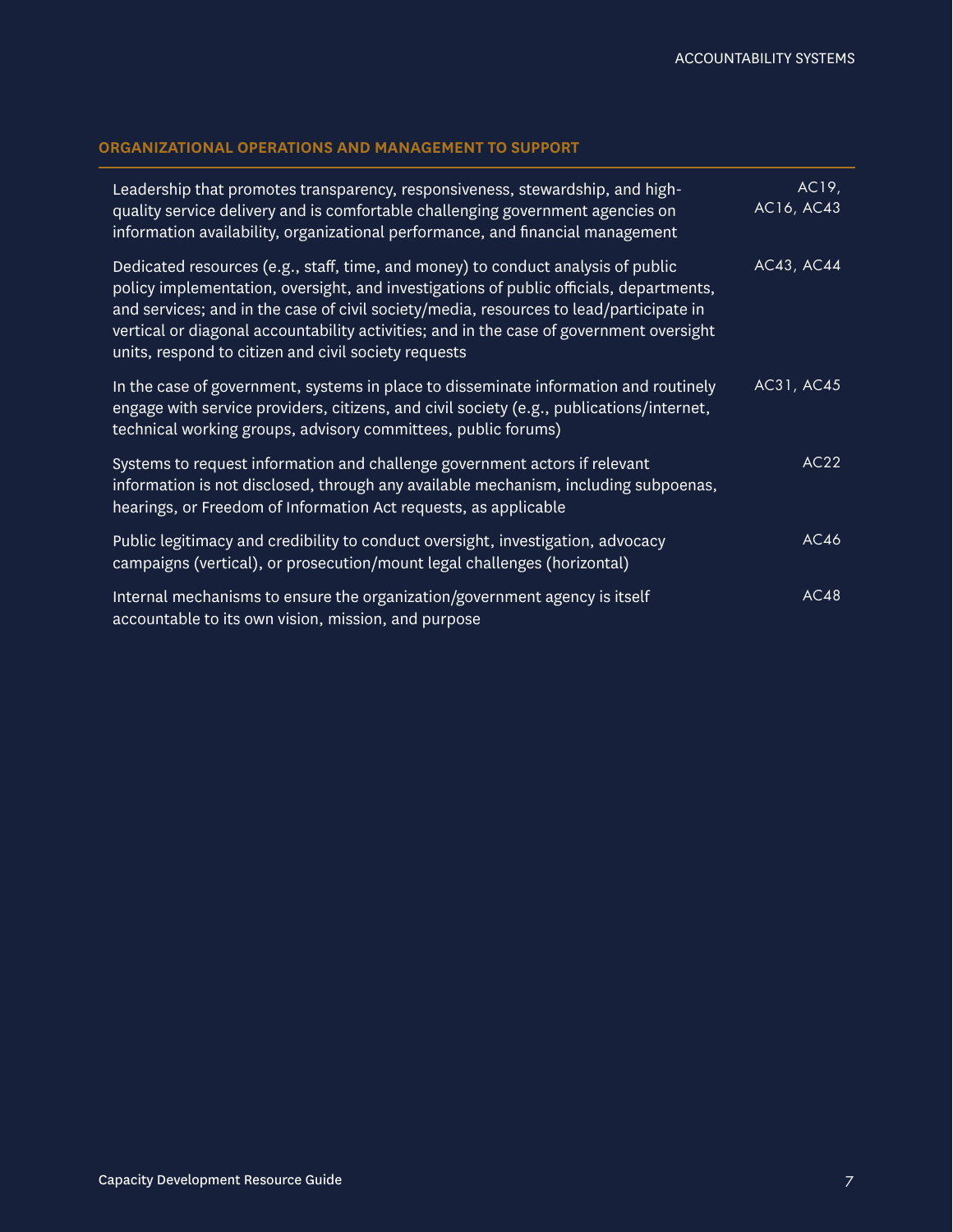### ORGANIZATIONAL OPERATIONS AND MANAGEMENT TO SUPPORT

| | |
|---|---|
| Leadership that promotes transparency, responsiveness, stewardship, and high-quality service delivery and is comfortable challenging government agencies on information availability, organizational performance, and financial management | AC19, AC16, AC43 |
| Dedicated resources (e.g., staff, time, and money) to conduct analysis of public policy implementation, oversight, and investigations of public officials, departments, and services; and in the case of civil society/media, resources to lead/participate in vertical or diagonal accountability activities; and in the case of government oversight units, respond to citizen and civil society requests | AC43, AC44 |
| In the case of government, systems in place to disseminate information and routinely engage with service providers, citizens, and civil society (e.g., publications/internet, technical working groups, advisory committees, public forums) | AC31, AC45 |
| Systems to request information and challenge government actors if relevant information is not disclosed, through any available mechanism, including subpoenas, hearings, or Freedom of Information Act requests, as applicable | AC22 |
| Public legitimacy and credibility to conduct oversight, investigation, advocacy campaigns (vertical), or prosecution/mount legal challenges (horizontal) | AC46 |
| Internal mechanisms to ensure the organization/government agency is itself accountable to its own vision, mission, and purpose | AC48 |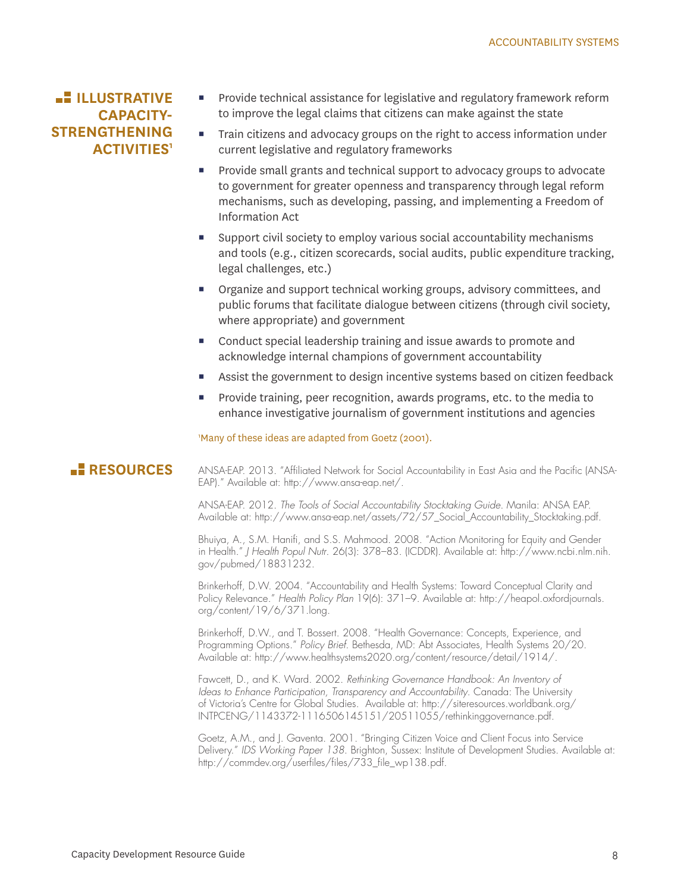## ILLUSTRATIVE CAPACITY-STRENGTHENING ACTIVITIES[1]

- Provide technical assistance for legislative and regulatory framework reform to improve the legal claims that citizens can make against the state
- Train citizens and advocacy groups on the right to access information under current legislative and regulatory frameworks
- Provide small grants and technical support to advocacy groups to advocate to government for greater openness and transparency through legal reform mechanisms, such as developing, passing, and implementing a Freedom of Information Act
- Support civil society to employ various social accountability mechanisms and tools (e.g., citizen scorecards, social audits, public expenditure tracking, legal challenges, etc.)
- Organize and support technical working groups, advisory committees, and public forums that facilitate dialogue between citizens (through civil society, where appropriate) and government
- Conduct special leadership training and issue awards to promote and acknowledge internal champions of government accountability
- Assist the government to design incentive systems based on citizen feedback
- Provide training, peer recognition, awards programs, etc. to the media to enhance investigative journalism of government institutions and agencies

[1]Many of these ideas are adapted from Goetz (2001).

## RESOURCES

ANSA-EAP. 2013. "Affiliated Network for Social Accountability in East Asia and the Pacific (ANSA-EAP)." Available at: http://www.ansa-eap.net/.

ANSA-EAP. 2012. *The Tools of Social Accountability Stocktaking Guide*. Manila: ANSA EAP. Available at: http://www.ansa-eap.net/assets/72/57_Social_Accountability_Stocktaking.pdf.

Bhuiya, A., S.M. Hanifi, and S.S. Mahmood. 2008. "Action Monitoring for Equity and Gender in Health." *J Health Popul Nutr*. 26(3): 378–83. (ICDDR). Available at: http://www.ncbi.nlm.nih.gov/pubmed/18831232.

Brinkerhoff, D.W. 2004. "Accountability and Health Systems: Toward Conceptual Clarity and Policy Relevance." *Health Policy Plan* 19(6): 371–9. Available at: http://heapol.oxfordjournals.org/content/19/6/371.long.

Brinkerhoff, D.W., and T. Bossert. 2008. "Health Governance: Concepts, Experience, and Programming Options." *Policy Brief*. Bethesda, MD: Abt Associates, Health Systems 20/20. Available at: http://www.healthsystems2020.org/content/resource/detail/1914/.

Fawcett, D., and K. Ward. 2002. *Rethinking Governance Handbook: An Inventory of Ideas to Enhance Participation, Transparency and Accountability*. Canada: The University of Victoria's Centre for Global Studies. Available at: http://siteresources.worldbank.org/INTPCENG/1143372-1116506145151/20511055/rethinkinggovernance.pdf.

Goetz, A.M., and J. Gaventa. 2001. "Bringing Citizen Voice and Client Focus into Service Delivery." *IDS Working Paper 138*. Brighton, Sussex: Institute of Development Studies. Available at: http://commdev.org/userfiles/files/733_file_wp138.pdf.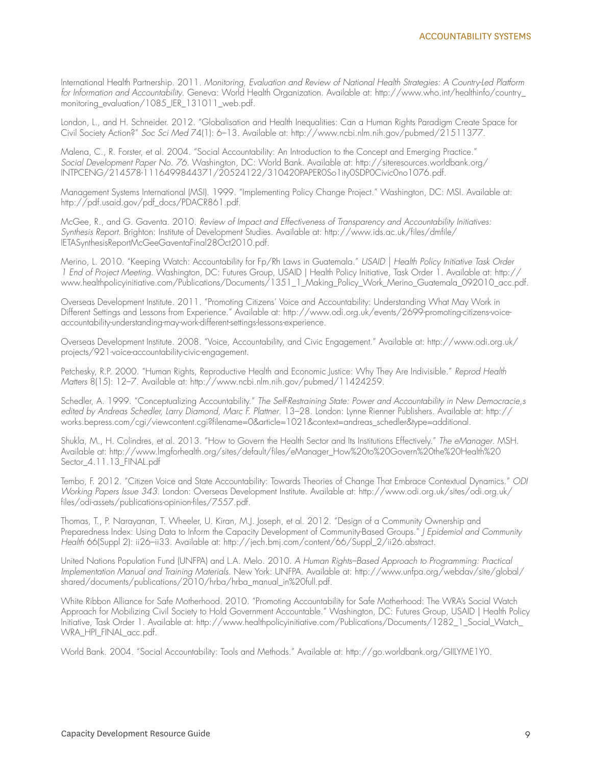International Health Partnership. 2011. *Monitoring, Evaluation and Review of National Health Strategies: A Country-Led Platform for Information and Accountability*. Geneva: World Health Organization. Available at: http://www.who.int/healthinfo/country_monitoring_evaluation/1085_IER_131011_web.pdf.

London, L., and H. Schneider. 2012. "Globalisation and Health Inequalities: Can a Human Rights Paradigm Create Space for Civil Society Action?" *Soc Sci Med* 74(1): 6–13. Available at: http://www.ncbi.nlm.nih.gov/pubmed/21511377.

Malena, C., R. Forster, et al. 2004. "Social Accountability: An Introduction to the Concept and Emerging Practice." *Social Development Paper No. 76*. Washington, DC: World Bank. Available at: http://siteresources.worldbank.org/INTPCENG/214578-1116499844371/20524122/310420PAPER0So1ity0SDP0Civic0no1076.pdf.

Management Systems International (MSI). 1999. "Implementing Policy Change Project." Washington, DC: MSI. Available at: http://pdf.usaid.gov/pdf_docs/PDACR861.pdf.

McGee, R., and G. Gaventa. 2010. *Review of Impact and Effectiveness of Transparency and Accountability Initiatives: Synthesis Report*. Brighton: Institute of Development Studies. Available at: http://www.ids.ac.uk/files/dmfile/IETASynthesisReportMcGeeGaventaFinal28Oct2010.pdf.

Merino, L. 2010. "Keeping Watch: Accountability for Fp/Rh Laws in Guatemala." *USAID | Health Policy Initiative Task Order 1 End of Project Meeting*. Washington, DC: Futures Group, USAID | Health Policy Initiative, Task Order 1. Available at: http://www.healthpolicyinitiative.com/Publications/Documents/1351_1_Making_Policy_Work_Merino_Guatemala_092010_acc.pdf.

Overseas Development Institute. 2011. "Promoting Citizens' Voice and Accountability: Understanding What May Work in Different Settings and Lessons from Experience." Available at: http://www.odi.org.uk/events/2699-promoting-citizens-voice-accountability-understanding-may-work-different-settings-lessons-experience.

Overseas Development Institute. 2008. "Voice, Accountability, and Civic Engagement." Available at: http://www.odi.org.uk/projects/921-voice-accountability-civic-engagement.

Petchesky, R.P. 2000. "Human Rights, Reproductive Health and Economic Justice: Why They Are Indivisible." *Reprod Health Matters* 8(15): 12–7. Available at: http://www.ncbi.nlm.nih.gov/pubmed/11424259.

Schedler, A. 1999. "Conceptualizing Accountability." *The Self-Restraining State: Power and Accountability in New Democracie,s edited by Andreas Schedler, Larry Diamond, Marc F. Plattner*. 13–28. London: Lynne Rienner Publishers. Available at: http://works.bepress.com/cgi/viewcontent.cgi?filename=0&article=1021&context=andreas_schedler&type=additional.

Shukla, M., H. Colindres, et al. 2013. "How to Govern the Health Sector and Its Institutions Effectively." *The eManager*. MSH. Available at: http://www.lmgforhealth.org/sites/default/files/eManager_How%20to%20Govern%20the%20Health%20Sector_4.11.13_FINAL.pdf

Tembo, F. 2012. "Citizen Voice and State Accountability: Towards Theories of Change That Embrace Contextual Dynamics." *ODI Working Papers Issue 343*. London: Overseas Development Institute. Available at: http://www.odi.org.uk/sites/odi.org.uk/files/odi-assets/publications-opinion-files/7557.pdf.

Thomas, T., P. Narayanan, T. Wheeler, U. Kiran, M.J. Joseph, et al. 2012. "Design of a Community Ownership and Preparedness Index: Using Data to Inform the Capacity Development of Community-Based Groups." *J Epidemiol and Community Health* 66(Suppl 2): ii26–ii33. Available at: http://jech.bmj.com/content/66/Suppl_2/ii26.abstract.

United Nations Population Fund (UNFPA) and L.A. Melo. 2010. *A Human Rights–Based Approach to Programming: Practical Implementation Manual and Training Materials*. New York: UNFPA. Available at: http://www.unfpa.org/webdav/site/global/shared/documents/publications/2010/hrba/hrba_manual_in%20full.pdf.

White Ribbon Alliance for Safe Motherhood. 2010. "Promoting Accountability for Safe Motherhood: The WRA's Social Watch Approach for Mobilizing Civil Society to Hold Government Accountable." Washington, DC: Futures Group, USAID | Health Policy Initiative, Task Order 1. Available at: http://www.healthpolicyinitiative.com/Publications/Documents/1282_1_Social_Watch_WRA_HPI_FINAL_acc.pdf.

World Bank. 2004. "Social Accountability: Tools and Methods." Available at: http://go.worldbank.org/GIILYME1Y0.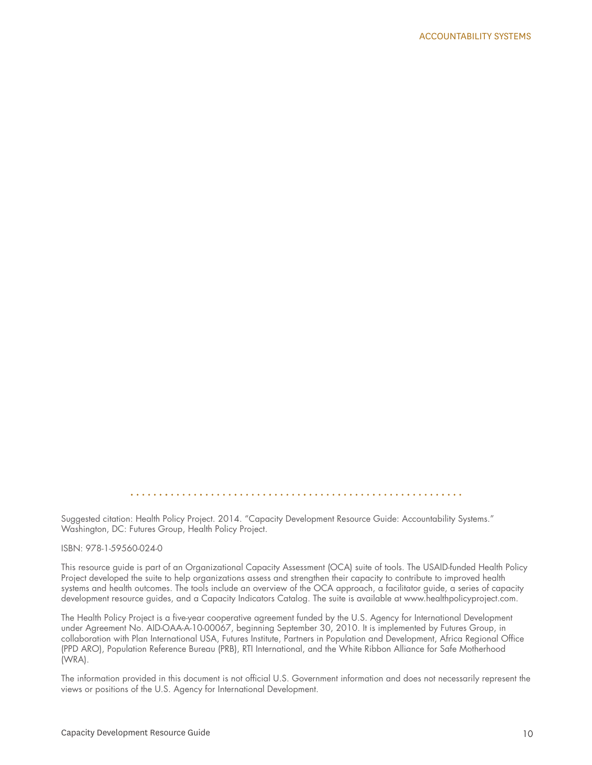Suggested citation: Health Policy Project. 2014. "Capacity Development Resource Guide: Accountability Systems." Washington, DC: Futures Group, Health Policy Project.

ISBN: 978-1-59560-024-0

This resource guide is part of an Organizational Capacity Assessment (OCA) suite of tools. The USAID-funded Health Policy Project developed the suite to help organizations assess and strengthen their capacity to contribute to improved health systems and health outcomes. The tools include an overview of the OCA approach, a facilitator guide, a series of capacity development resource guides, and a Capacity Indicators Catalog. The suite is available at www.healthpolicyproject.com.

The Health Policy Project is a five-year cooperative agreement funded by the U.S. Agency for International Development under Agreement No. AID-OAA-A-10-00067, beginning September 30, 2010. It is implemented by Futures Group, in collaboration with Plan International USA, Futures Institute, Partners in Population and Development, Africa Regional Office (PPD ARO), Population Reference Bureau (PRB), RTI International, and the White Ribbon Alliance for Safe Motherhood (WRA).

The information provided in this document is not official U.S. Government information and does not necessarily represent the views or positions of the U.S. Agency for International Development.